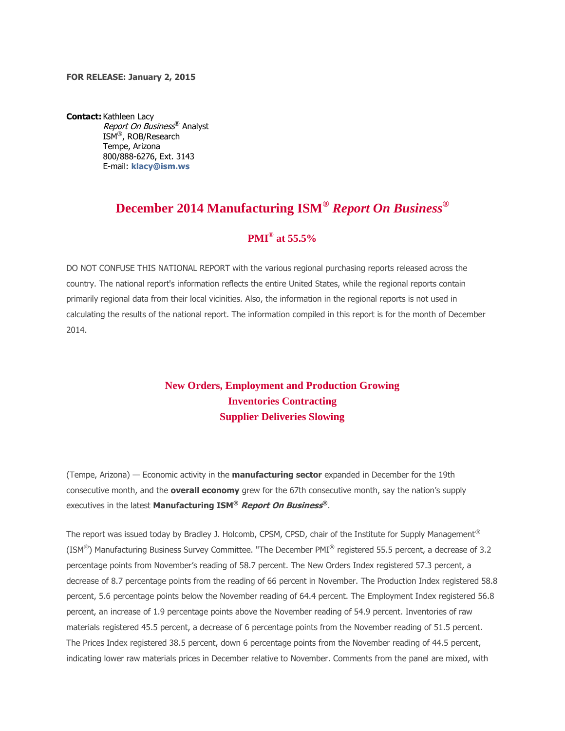**FOR RELEASE: January 2, 2015**

**Contact:** Kathleen Lacy
*Report On Business*® Analyst
ISM®, ROB/Research
Tempe, Arizona
800/888-6276, Ext. 3143
E-mail: **klacy@ism.ws**

# December 2014 Manufacturing ISM® *Report On Business*®

## PMI® at 55.5%

DO NOT CONFUSE THIS NATIONAL REPORT with the various regional purchasing reports released across the country. The national report's information reflects the entire United States, while the regional reports contain primarily regional data from their local vicinities. Also, the information in the regional reports is not used in calculating the results of the national report. The information compiled in this report is for the month of December 2014.

### New Orders, Employment and Production Growing
### Inventories Contracting
### Supplier Deliveries Slowing

(Tempe, Arizona) — Economic activity in the **manufacturing sector** expanded in December for the 19th consecutive month, and the **overall economy** grew for the 67th consecutive month, say the nation's supply executives in the latest **Manufacturing ISM®** ***Report On Business®***.

The report was issued today by Bradley J. Holcomb, CPSM, CPSD, chair of the Institute for Supply Management® (ISM®) Manufacturing Business Survey Committee. "The December PMI® registered 55.5 percent, a decrease of 3.2 percentage points from November's reading of 58.7 percent. The New Orders Index registered 57.3 percent, a decrease of 8.7 percentage points from the reading of 66 percent in November. The Production Index registered 58.8 percent, 5.6 percentage points below the November reading of 64.4 percent. The Employment Index registered 56.8 percent, an increase of 1.9 percentage points above the November reading of 54.9 percent. Inventories of raw materials registered 45.5 percent, a decrease of 6 percentage points from the November reading of 51.5 percent. The Prices Index registered 38.5 percent, down 6 percentage points from the November reading of 44.5 percent, indicating lower raw materials prices in December relative to November. Comments from the panel are mixed, with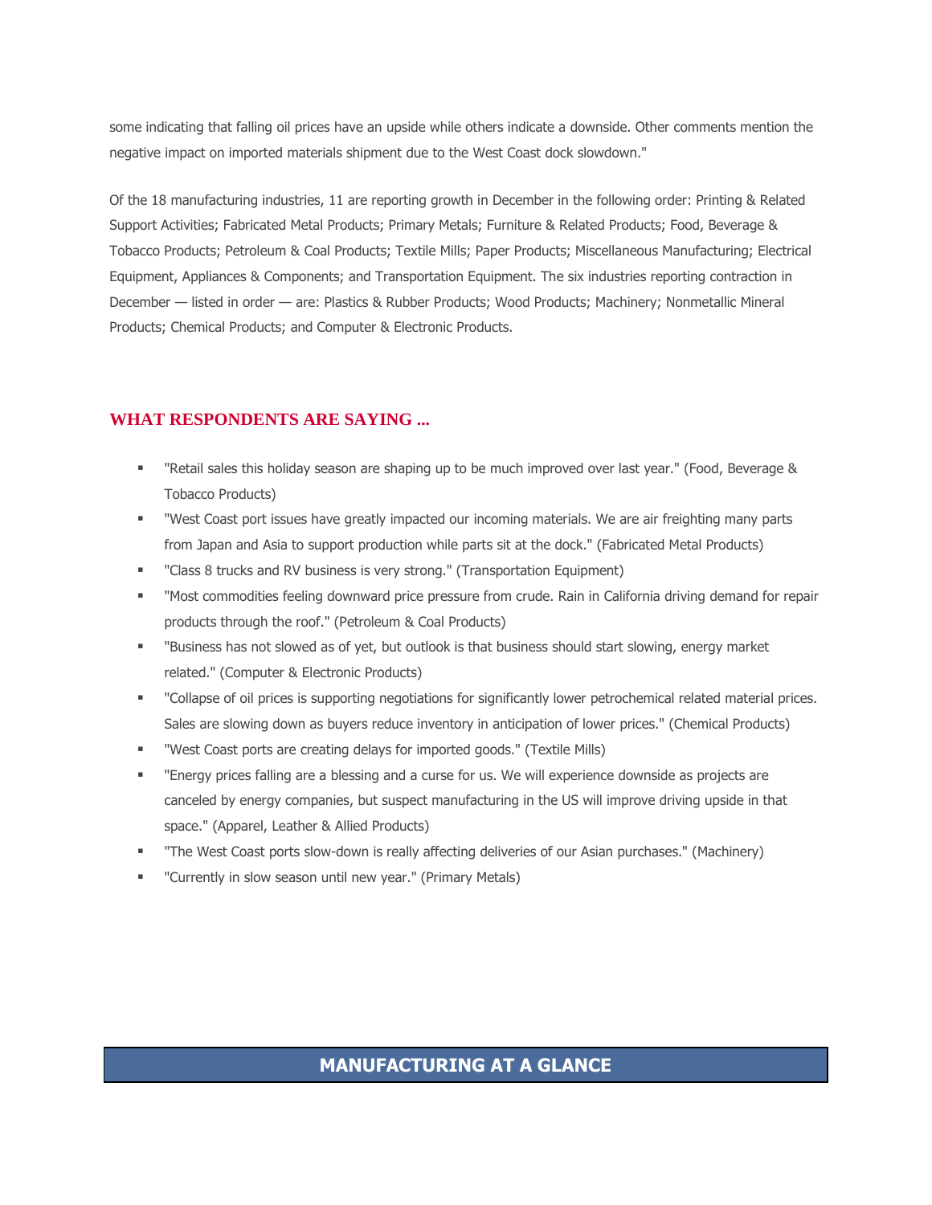some indicating that falling oil prices have an upside while others indicate a downside. Other comments mention the negative impact on imported materials shipment due to the West Coast dock slowdown."

Of the 18 manufacturing industries, 11 are reporting growth in December in the following order: Printing & Related Support Activities; Fabricated Metal Products; Primary Metals; Furniture & Related Products; Food, Beverage & Tobacco Products; Petroleum & Coal Products; Textile Mills; Paper Products; Miscellaneous Manufacturing; Electrical Equipment, Appliances & Components; and Transportation Equipment. The six industries reporting contraction in December — listed in order — are: Plastics & Rubber Products; Wood Products; Machinery; Nonmetallic Mineral Products; Chemical Products; and Computer & Electronic Products.

## WHAT RESPONDENTS ARE SAYING ...

- "Retail sales this holiday season are shaping up to be much improved over last year." (Food, Beverage & Tobacco Products)
- "West Coast port issues have greatly impacted our incoming materials. We are air freighting many parts from Japan and Asia to support production while parts sit at the dock." (Fabricated Metal Products)
- "Class 8 trucks and RV business is very strong." (Transportation Equipment)
- "Most commodities feeling downward price pressure from crude. Rain in California driving demand for repair products through the roof." (Petroleum & Coal Products)
- "Business has not slowed as of yet, but outlook is that business should start slowing, energy market related." (Computer & Electronic Products)
- "Collapse of oil prices is supporting negotiations for significantly lower petrochemical related material prices. Sales are slowing down as buyers reduce inventory in anticipation of lower prices." (Chemical Products)
- "West Coast ports are creating delays for imported goods." (Textile Mills)
- "Energy prices falling are a blessing and a curse for us. We will experience downside as projects are canceled by energy companies, but suspect manufacturing in the US will improve driving upside in that space." (Apparel, Leather & Allied Products)
- "The West Coast ports slow-down is really affecting deliveries of our Asian purchases." (Machinery)
- "Currently in slow season until new year." (Primary Metals)

## MANUFACTURING AT A GLANCE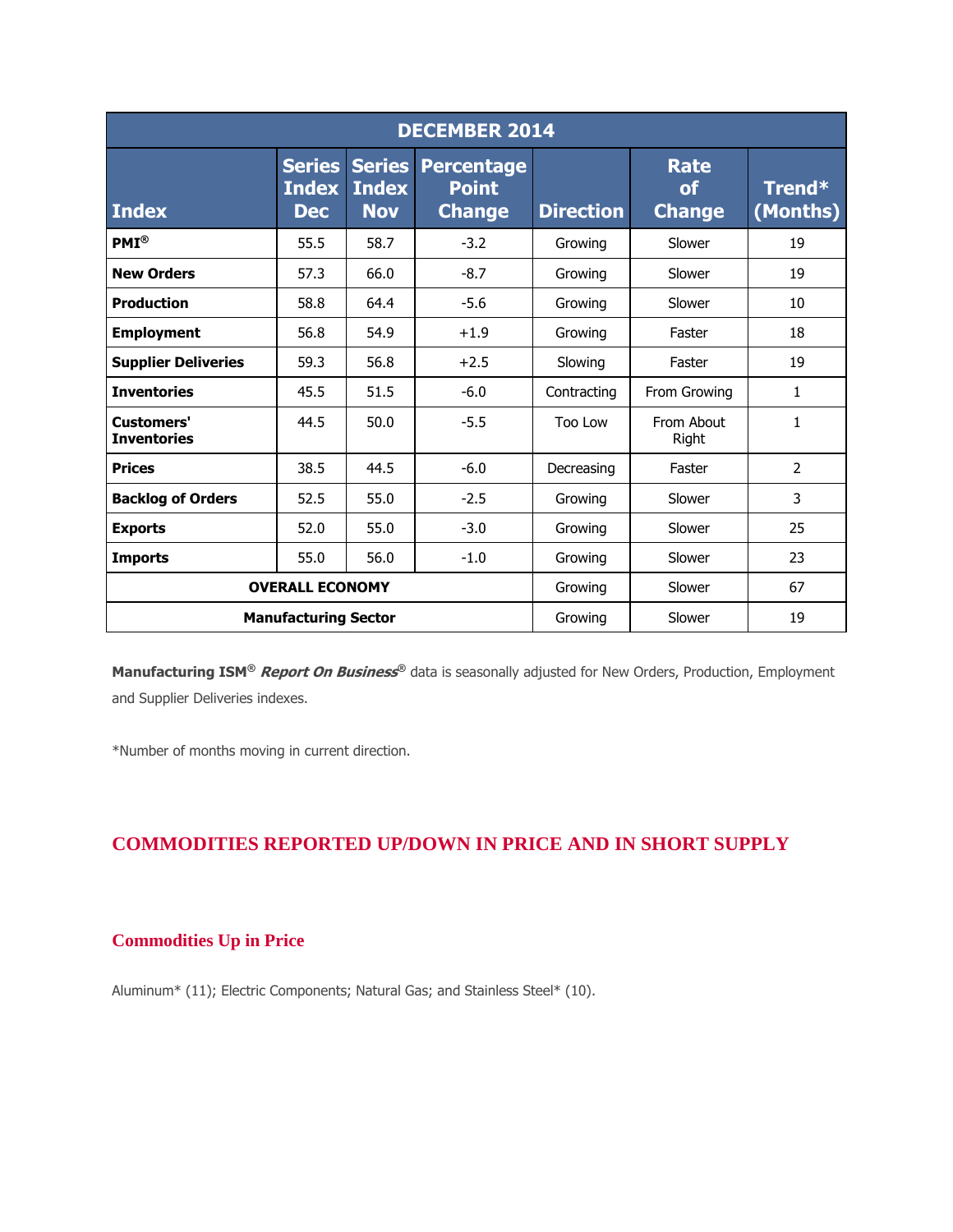| DECEMBER 2014 | | | | | | |
|---|---|---|---|---|---|---|
| **Index** | **Series Index Dec** | **Series Index Nov** | **Percentage Point Change** | **Direction** | **Rate of Change** | **Trend* (Months)** |
| **PMI®** | 55.5 | 58.7 | -3.2 | Growing | Slower | 19 |
| **New Orders** | 57.3 | 66.0 | -8.7 | Growing | Slower | 19 |
| **Production** | 58.8 | 64.4 | -5.6 | Growing | Slower | 10 |
| **Employment** | 56.8 | 54.9 | +1.9 | Growing | Faster | 18 |
| **Supplier Deliveries** | 59.3 | 56.8 | +2.5 | Slowing | Faster | 19 |
| **Inventories** | 45.5 | 51.5 | -6.0 | Contracting | From Growing | 1 |
| **Customers' Inventories** | 44.5 | 50.0 | -5.5 | Too Low | From About Right | 1 |
| **Prices** | 38.5 | 44.5 | -6.0 | Decreasing | Faster | 2 |
| **Backlog of Orders** | 52.5 | 55.0 | -2.5 | Growing | Slower | 3 |
| **Exports** | 52.0 | 55.0 | -3.0 | Growing | Slower | 25 |
| **Imports** | 55.0 | 56.0 | -1.0 | Growing | Slower | 23 |
| **OVERALL ECONOMY** | | | | Growing | Slower | 67 |
| **Manufacturing Sector** | | | | Growing | Slower | 19 |

**Manufacturing ISM®** ***Report On Business®*** data is seasonally adjusted for New Orders, Production, Employment and Supplier Deliveries indexes.

*Number of months moving in current direction.

## COMMODITIES REPORTED UP/DOWN IN PRICE AND IN SHORT SUPPLY

### Commodities Up in Price

Aluminum* (11); Electric Components; Natural Gas; and Stainless Steel* (10).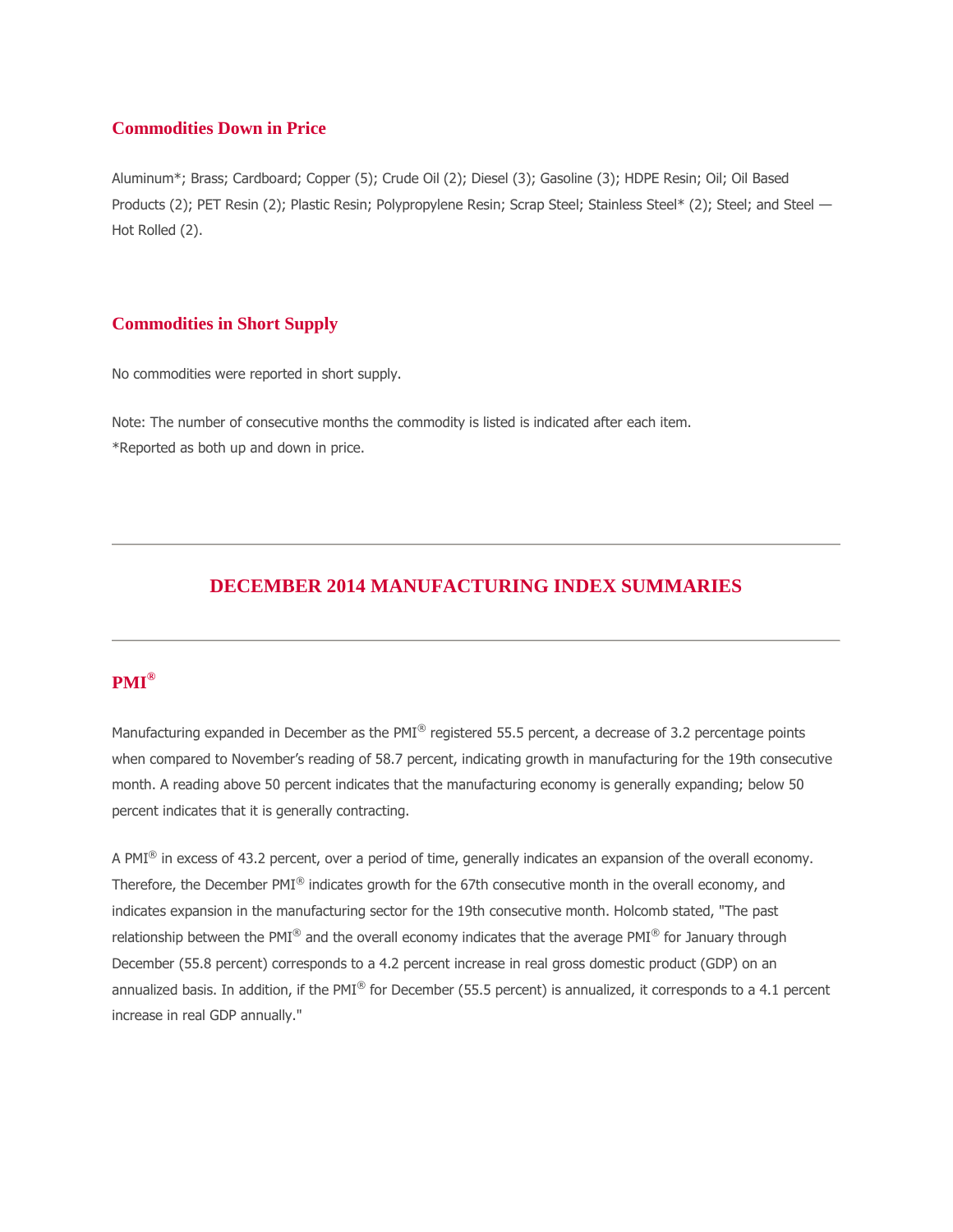### Commodities Down in Price

Aluminum*; Brass; Cardboard; Copper (5); Crude Oil (2); Diesel (3); Gasoline (3); HDPE Resin; Oil; Oil Based Products (2); PET Resin (2); Plastic Resin; Polypropylene Resin; Scrap Steel; Stainless Steel* (2); Steel; and Steel — Hot Rolled (2).

### Commodities in Short Supply

No commodities were reported in short supply.

Note: The number of consecutive months the commodity is listed is indicated after each item.
*Reported as both up and down in price.

---

## DECEMBER 2014 MANUFACTURING INDEX SUMMARIES

---

### PMI®

Manufacturing expanded in December as the PMI® registered 55.5 percent, a decrease of 3.2 percentage points when compared to November's reading of 58.7 percent, indicating growth in manufacturing for the 19th consecutive month. A reading above 50 percent indicates that the manufacturing economy is generally expanding; below 50 percent indicates that it is generally contracting.

A PMI® in excess of 43.2 percent, over a period of time, generally indicates an expansion of the overall economy. Therefore, the December PMI® indicates growth for the 67th consecutive month in the overall economy, and indicates expansion in the manufacturing sector for the 19th consecutive month. Holcomb stated, "The past relationship between the PMI® and the overall economy indicates that the average PMI® for January through December (55.8 percent) corresponds to a 4.2 percent increase in real gross domestic product (GDP) on an annualized basis. In addition, if the PMI® for December (55.5 percent) is annualized, it corresponds to a 4.1 percent increase in real GDP annually."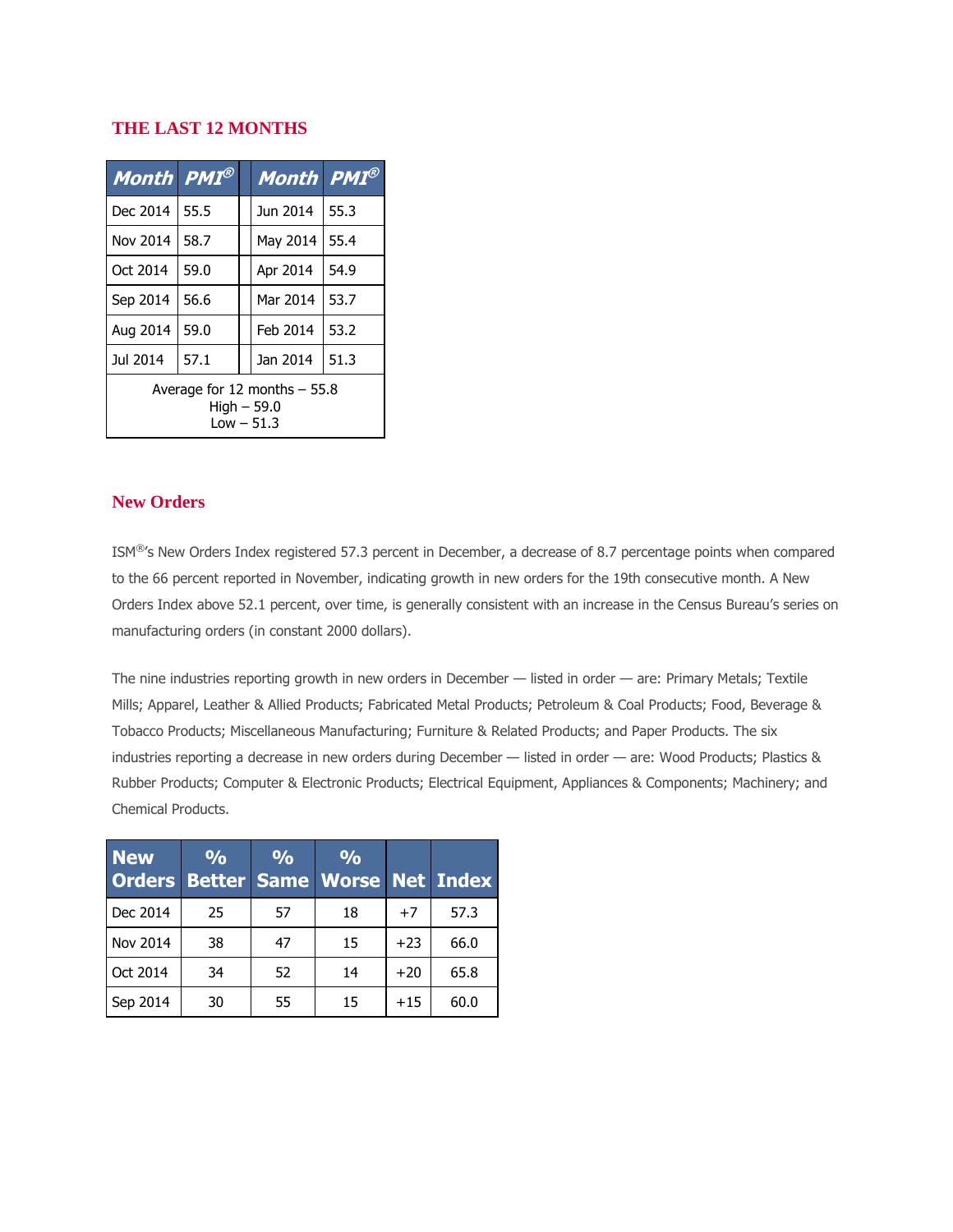## THE LAST 12 MONTHS

| Month | PMI® | | Month | PMI® |
|---|---|---|---|---|
| Dec 2014 | 55.5 | | Jun 2014 | 55.3 |
| Nov 2014 | 58.7 | | May 2014 | 55.4 |
| Oct 2014 | 59.0 | | Apr 2014 | 54.9 |
| Sep 2014 | 56.6 | | Mar 2014 | 53.7 |
| Aug 2014 | 59.0 | | Feb 2014 | 53.2 |
| Jul 2014 | 57.1 | | Jan 2014 | 51.3 |
| Average for 12 months – 55.8<br>High – 59.0<br>Low – 51.3 | | | | |

## New Orders

ISM®'s New Orders Index registered 57.3 percent in December, a decrease of 8.7 percentage points when compared to the 66 percent reported in November, indicating growth in new orders for the 19th consecutive month. A New Orders Index above 52.1 percent, over time, is generally consistent with an increase in the Census Bureau's series on manufacturing orders (in constant 2000 dollars).

The nine industries reporting growth in new orders in December — listed in order — are: Primary Metals; Textile Mills; Apparel, Leather & Allied Products; Fabricated Metal Products; Petroleum & Coal Products; Food, Beverage & Tobacco Products; Miscellaneous Manufacturing; Furniture & Related Products; and Paper Products. The six industries reporting a decrease in new orders during December — listed in order — are: Wood Products; Plastics & Rubber Products; Computer & Electronic Products; Electrical Equipment, Appliances & Components; Machinery; and Chemical Products.

| New Orders | % Better | % Same | % Worse | Net | Index |
|---|---|---|---|---|---|
| Dec 2014 | 25 | 57 | 18 | +7 | 57.3 |
| Nov 2014 | 38 | 47 | 15 | +23 | 66.0 |
| Oct 2014 | 34 | 52 | 14 | +20 | 65.8 |
| Sep 2014 | 30 | 55 | 15 | +15 | 60.0 |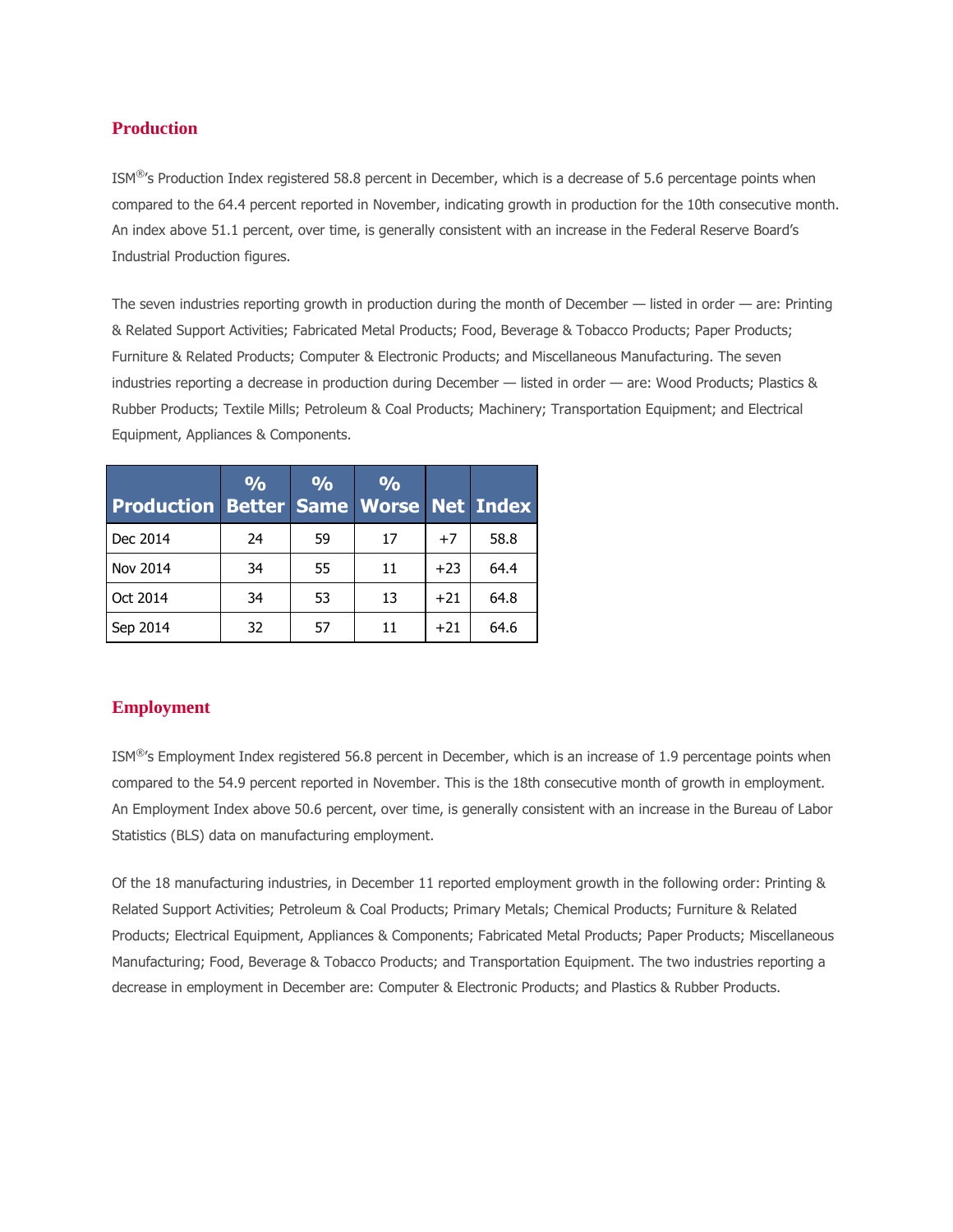## Production

ISM®'s Production Index registered 58.8 percent in December, which is a decrease of 5.6 percentage points when compared to the 64.4 percent reported in November, indicating growth in production for the 10th consecutive month. An index above 51.1 percent, over time, is generally consistent with an increase in the Federal Reserve Board's Industrial Production figures.

The seven industries reporting growth in production during the month of December — listed in order — are: Printing & Related Support Activities; Fabricated Metal Products; Food, Beverage & Tobacco Products; Paper Products; Furniture & Related Products; Computer & Electronic Products; and Miscellaneous Manufacturing. The seven industries reporting a decrease in production during December — listed in order — are: Wood Products; Plastics & Rubber Products; Textile Mills; Petroleum & Coal Products; Machinery; Transportation Equipment; and Electrical Equipment, Appliances & Components.

| Production | % Better | % Same | % Worse | Net | Index |
|---|---|---|---|---|---|
| Dec 2014 | 24 | 59 | 17 | +7 | 58.8 |
| Nov 2014 | 34 | 55 | 11 | +23 | 64.4 |
| Oct 2014 | 34 | 53 | 13 | +21 | 64.8 |
| Sep 2014 | 32 | 57 | 11 | +21 | 64.6 |

## Employment

ISM®'s Employment Index registered 56.8 percent in December, which is an increase of 1.9 percentage points when compared to the 54.9 percent reported in November. This is the 18th consecutive month of growth in employment. An Employment Index above 50.6 percent, over time, is generally consistent with an increase in the Bureau of Labor Statistics (BLS) data on manufacturing employment.

Of the 18 manufacturing industries, in December 11 reported employment growth in the following order: Printing & Related Support Activities; Petroleum & Coal Products; Primary Metals; Chemical Products; Furniture & Related Products; Electrical Equipment, Appliances & Components; Fabricated Metal Products; Paper Products; Miscellaneous Manufacturing; Food, Beverage & Tobacco Products; and Transportation Equipment. The two industries reporting a decrease in employment in December are: Computer & Electronic Products; and Plastics & Rubber Products.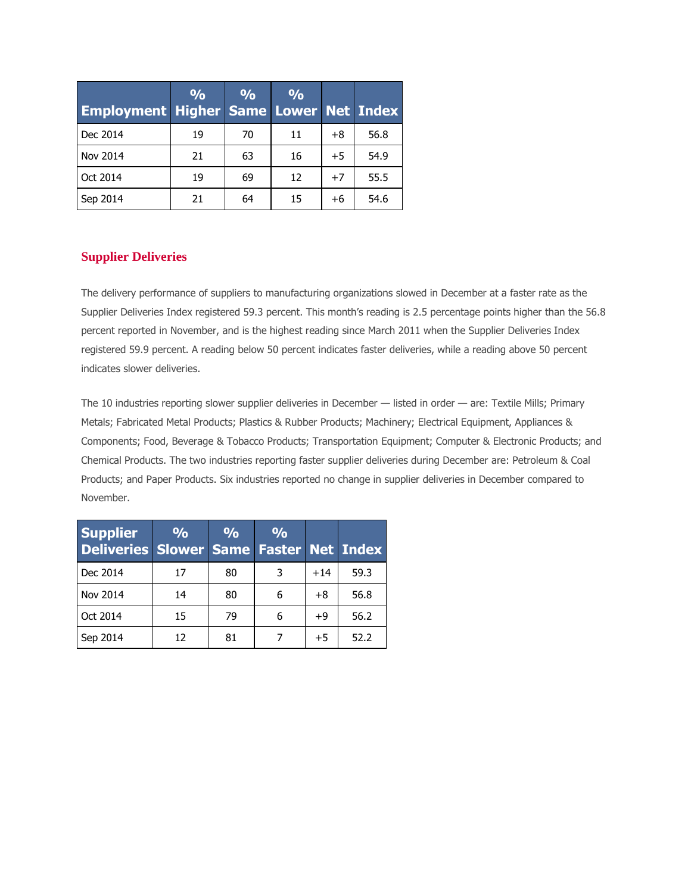| Employment | % Higher | % Same | % Lower | Net | Index |
|---|---|---|---|---|---|
| Dec 2014 | 19 | 70 | 11 | +8 | 56.8 |
| Nov 2014 | 21 | 63 | 16 | +5 | 54.9 |
| Oct 2014 | 19 | 69 | 12 | +7 | 55.5 |
| Sep 2014 | 21 | 64 | 15 | +6 | 54.6 |

## Supplier Deliveries

The delivery performance of suppliers to manufacturing organizations slowed in December at a faster rate as the Supplier Deliveries Index registered 59.3 percent. This month's reading is 2.5 percentage points higher than the 56.8 percent reported in November, and is the highest reading since March 2011 when the Supplier Deliveries Index registered 59.9 percent. A reading below 50 percent indicates faster deliveries, while a reading above 50 percent indicates slower deliveries.

The 10 industries reporting slower supplier deliveries in December — listed in order — are: Textile Mills; Primary Metals; Fabricated Metal Products; Plastics & Rubber Products; Machinery; Electrical Equipment, Appliances & Components; Food, Beverage & Tobacco Products; Transportation Equipment; Computer & Electronic Products; and Chemical Products. The two industries reporting faster supplier deliveries during December are: Petroleum & Coal Products; and Paper Products. Six industries reported no change in supplier deliveries in December compared to November.

| Supplier Deliveries | % Slower | % Same | % Faster | Net | Index |
|---|---|---|---|---|---|
| Dec 2014 | 17 | 80 | 3 | +14 | 59.3 |
| Nov 2014 | 14 | 80 | 6 | +8 | 56.8 |
| Oct 2014 | 15 | 79 | 6 | +9 | 56.2 |
| Sep 2014 | 12 | 81 | 7 | +5 | 52.2 |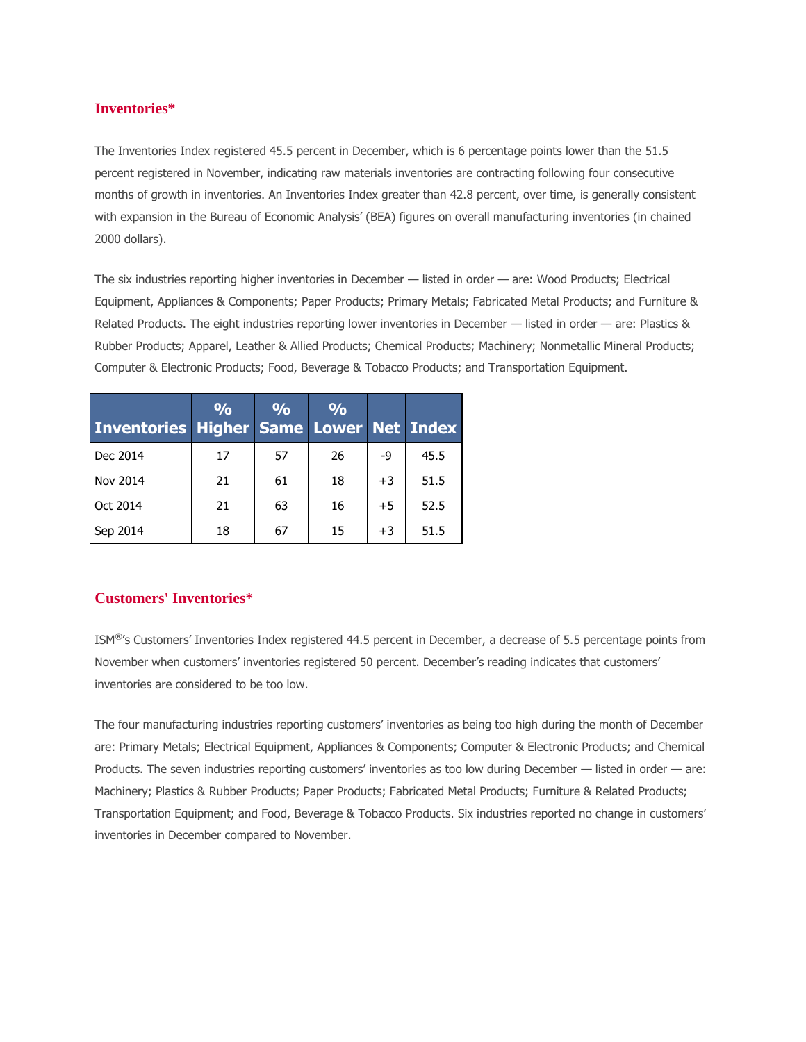## Inventories*

The Inventories Index registered 45.5 percent in December, which is 6 percentage points lower than the 51.5 percent registered in November, indicating raw materials inventories are contracting following four consecutive months of growth in inventories. An Inventories Index greater than 42.8 percent, over time, is generally consistent with expansion in the Bureau of Economic Analysis' (BEA) figures on overall manufacturing inventories (in chained 2000 dollars).

The six industries reporting higher inventories in December — listed in order — are: Wood Products; Electrical Equipment, Appliances & Components; Paper Products; Primary Metals; Fabricated Metal Products; and Furniture & Related Products. The eight industries reporting lower inventories in December — listed in order — are: Plastics & Rubber Products; Apparel, Leather & Allied Products; Chemical Products; Machinery; Nonmetallic Mineral Products; Computer & Electronic Products; Food, Beverage & Tobacco Products; and Transportation Equipment.

| Inventories | % Higher | % Same | % Lower | Net | Index |
|---|---|---|---|---|---|
| Dec 2014 | 17 | 57 | 26 | -9 | 45.5 |
| Nov 2014 | 21 | 61 | 18 | +3 | 51.5 |
| Oct 2014 | 21 | 63 | 16 | +5 | 52.5 |
| Sep 2014 | 18 | 67 | 15 | +3 | 51.5 |

## Customers' Inventories*

ISM®'s Customers' Inventories Index registered 44.5 percent in December, a decrease of 5.5 percentage points from November when customers' inventories registered 50 percent. December's reading indicates that customers' inventories are considered to be too low.

The four manufacturing industries reporting customers' inventories as being too high during the month of December are: Primary Metals; Electrical Equipment, Appliances & Components; Computer & Electronic Products; and Chemical Products. The seven industries reporting customers' inventories as too low during December — listed in order — are: Machinery; Plastics & Rubber Products; Paper Products; Fabricated Metal Products; Furniture & Related Products; Transportation Equipment; and Food, Beverage & Tobacco Products. Six industries reported no change in customers' inventories in December compared to November.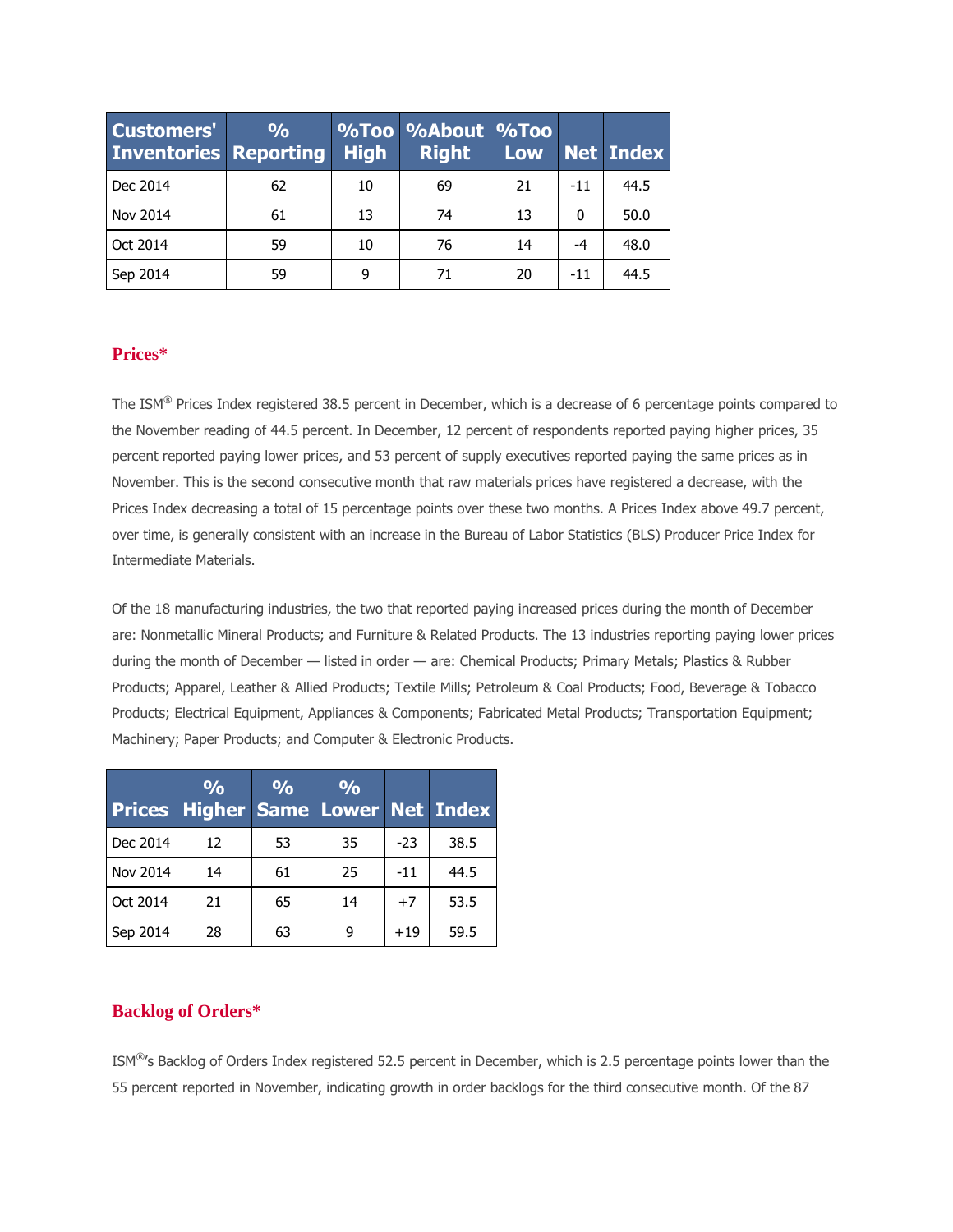| Customers' Inventories | % Reporting | %Too High | %About Right | %Too Low | Net | Index |
|---|---|---|---|---|---|---|
| Dec 2014 | 62 | 10 | 69 | 21 | -11 | 44.5 |
| Nov 2014 | 61 | 13 | 74 | 13 | 0 | 50.0 |
| Oct 2014 | 59 | 10 | 76 | 14 | -4 | 48.0 |
| Sep 2014 | 59 | 9 | 71 | 20 | -11 | 44.5 |

## Prices*

The ISM® Prices Index registered 38.5 percent in December, which is a decrease of 6 percentage points compared to the November reading of 44.5 percent. In December, 12 percent of respondents reported paying higher prices, 35 percent reported paying lower prices, and 53 percent of supply executives reported paying the same prices as in November. This is the second consecutive month that raw materials prices have registered a decrease, with the Prices Index decreasing a total of 15 percentage points over these two months. A Prices Index above 49.7 percent, over time, is generally consistent with an increase in the Bureau of Labor Statistics (BLS) Producer Price Index for Intermediate Materials.

Of the 18 manufacturing industries, the two that reported paying increased prices during the month of December are: Nonmetallic Mineral Products; and Furniture & Related Products. The 13 industries reporting paying lower prices during the month of December — listed in order — are: Chemical Products; Primary Metals; Plastics & Rubber Products; Apparel, Leather & Allied Products; Textile Mills; Petroleum & Coal Products; Food, Beverage & Tobacco Products; Electrical Equipment, Appliances & Components; Fabricated Metal Products; Transportation Equipment; Machinery; Paper Products; and Computer & Electronic Products.

| Prices | % Higher | % Same | % Lower | Net | Index |
|---|---|---|---|---|---|
| Dec 2014 | 12 | 53 | 35 | -23 | 38.5 |
| Nov 2014 | 14 | 61 | 25 | -11 | 44.5 |
| Oct 2014 | 21 | 65 | 14 | +7 | 53.5 |
| Sep 2014 | 28 | 63 | 9 | +19 | 59.5 |

## Backlog of Orders*

ISM®'s Backlog of Orders Index registered 52.5 percent in December, which is 2.5 percentage points lower than the 55 percent reported in November, indicating growth in order backlogs for the third consecutive month. Of the 87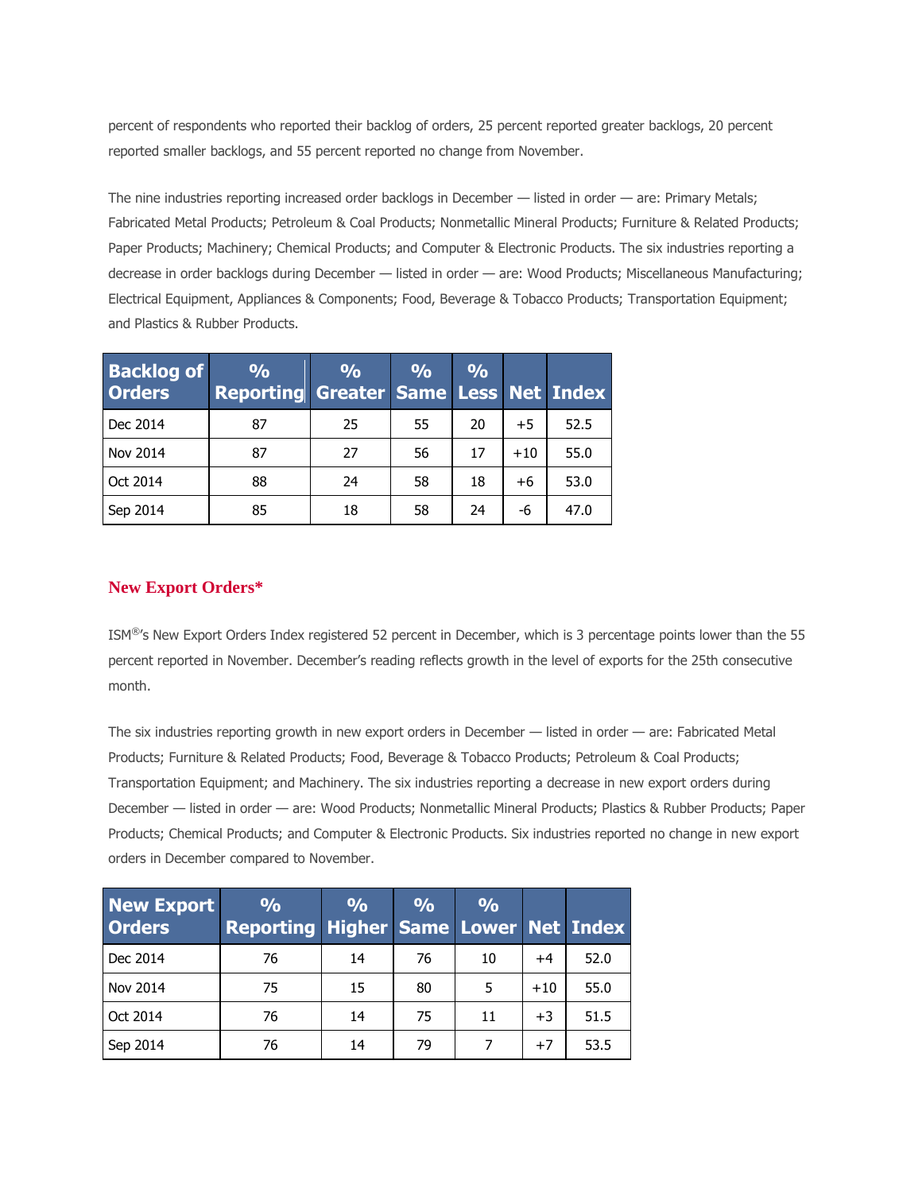percent of respondents who reported their backlog of orders, 25 percent reported greater backlogs, 20 percent reported smaller backlogs, and 55 percent reported no change from November.

The nine industries reporting increased order backlogs in December — listed in order — are: Primary Metals; Fabricated Metal Products; Petroleum & Coal Products; Nonmetallic Mineral Products; Furniture & Related Products; Paper Products; Machinery; Chemical Products; and Computer & Electronic Products. The six industries reporting a decrease in order backlogs during December — listed in order — are: Wood Products; Miscellaneous Manufacturing; Electrical Equipment, Appliances & Components; Food, Beverage & Tobacco Products; Transportation Equipment; and Plastics & Rubber Products.

| Backlog of Orders | % Reporting | % Greater | % Same | % Less | Net | Index |
|---|---|---|---|---|---|---|
| Dec 2014 | 87 | 25 | 55 | 20 | +5 | 52.5 |
| Nov 2014 | 87 | 27 | 56 | 17 | +10 | 55.0 |
| Oct 2014 | 88 | 24 | 58 | 18 | +6 | 53.0 |
| Sep 2014 | 85 | 18 | 58 | 24 | -6 | 47.0 |

## New Export Orders*

ISM®'s New Export Orders Index registered 52 percent in December, which is 3 percentage points lower than the 55 percent reported in November. December's reading reflects growth in the level of exports for the 25th consecutive month.

The six industries reporting growth in new export orders in December — listed in order — are: Fabricated Metal Products; Furniture & Related Products; Food, Beverage & Tobacco Products; Petroleum & Coal Products; Transportation Equipment; and Machinery. The six industries reporting a decrease in new export orders during December — listed in order — are: Wood Products; Nonmetallic Mineral Products; Plastics & Rubber Products; Paper Products; Chemical Products; and Computer & Electronic Products. Six industries reported no change in new export orders in December compared to November.

| New Export Orders | % Reporting | % Higher | % Same | % Lower | Net | Index |
|---|---|---|---|---|---|---|
| Dec 2014 | 76 | 14 | 76 | 10 | +4 | 52.0 |
| Nov 2014 | 75 | 15 | 80 | 5 | +10 | 55.0 |
| Oct 2014 | 76 | 14 | 75 | 11 | +3 | 51.5 |
| Sep 2014 | 76 | 14 | 79 | 7 | +7 | 53.5 |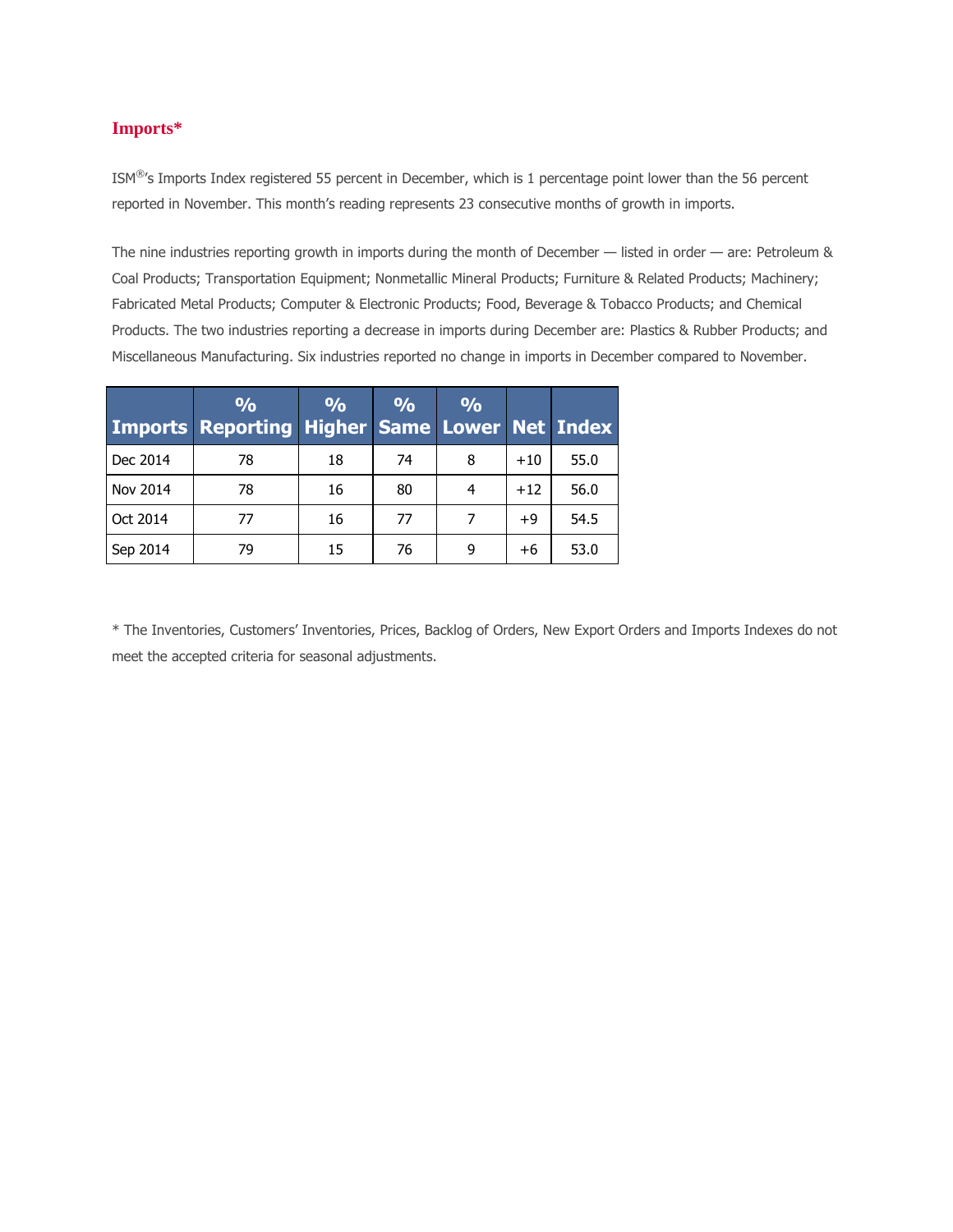## Imports*

ISM®'s Imports Index registered 55 percent in December, which is 1 percentage point lower than the 56 percent reported in November. This month's reading represents 23 consecutive months of growth in imports.

The nine industries reporting growth in imports during the month of December — listed in order — are: Petroleum & Coal Products; Transportation Equipment; Nonmetallic Mineral Products; Furniture & Related Products; Machinery; Fabricated Metal Products; Computer & Electronic Products; Food, Beverage & Tobacco Products; and Chemical Products. The two industries reporting a decrease in imports during December are: Plastics & Rubber Products; and Miscellaneous Manufacturing. Six industries reported no change in imports in December compared to November.

| Imports | % Reporting | % Higher | % Same | % Lower | Net | Index |
|---|---|---|---|---|---|---|
| Dec 2014 | 78 | 18 | 74 | 8 | +10 | 55.0 |
| Nov 2014 | 78 | 16 | 80 | 4 | +12 | 56.0 |
| Oct 2014 | 77 | 16 | 77 | 7 | +9 | 54.5 |
| Sep 2014 | 79 | 15 | 76 | 9 | +6 | 53.0 |

* The Inventories, Customers' Inventories, Prices, Backlog of Orders, New Export Orders and Imports Indexes do not meet the accepted criteria for seasonal adjustments.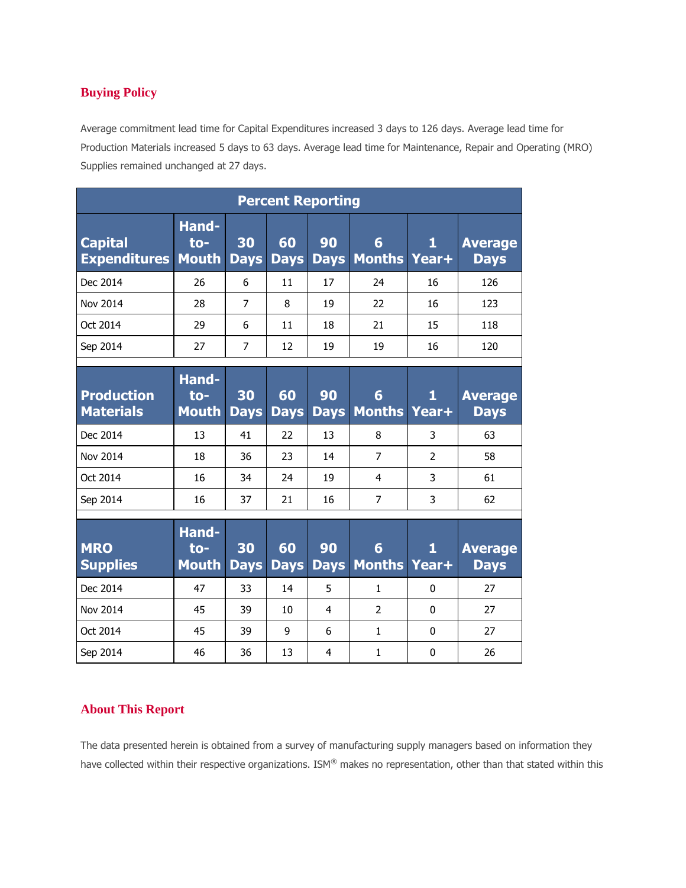## Buying Policy

Average commitment lead time for Capital Expenditures increased 3 days to 126 days. Average lead time for Production Materials increased 5 days to 63 days. Average lead time for Maintenance, Repair and Operating (MRO) Supplies remained unchanged at 27 days.

| Percent Reporting | | | | | | | |
|---|---|---|---|---|---|---|---|
| **Capital Expenditures** | **Hand-to-Mouth** | **30 Days** | **60 Days** | **90 Days** | **6 Months** | **1 Year+** | **Average Days** |
| Dec 2014 | 26 | 6 | 11 | 17 | 24 | 16 | 126 |
| Nov 2014 | 28 | 7 | 8 | 19 | 22 | 16 | 123 |
| Oct 2014 | 29 | 6 | 11 | 18 | 21 | 15 | 118 |
| Sep 2014 | 27 | 7 | 12 | 19 | 19 | 16 | 120 |
| | | | | | | | |
| **Production Materials** | **Hand-to-Mouth** | **30 Days** | **60 Days** | **90 Days** | **6 Months** | **1 Year+** | **Average Days** |
| Dec 2014 | 13 | 41 | 22 | 13 | 8 | 3 | 63 |
| Nov 2014 | 18 | 36 | 23 | 14 | 7 | 2 | 58 |
| Oct 2014 | 16 | 34 | 24 | 19 | 4 | 3 | 61 |
| Sep 2014 | 16 | 37 | 21 | 16 | 7 | 3 | 62 |
| | | | | | | | |
| **MRO Supplies** | **Hand-to-Mouth** | **30 Days** | **60 Days** | **90 Days** | **6 Months** | **1 Year+** | **Average Days** |
| Dec 2014 | 47 | 33 | 14 | 5 | 1 | 0 | 27 |
| Nov 2014 | 45 | 39 | 10 | 4 | 2 | 0 | 27 |
| Oct 2014 | 45 | 39 | 9 | 6 | 1 | 0 | 27 |
| Sep 2014 | 46 | 36 | 13 | 4 | 1 | 0 | 26 |

## About This Report

The data presented herein is obtained from a survey of manufacturing supply managers based on information they have collected within their respective organizations. ISM® makes no representation, other than that stated within this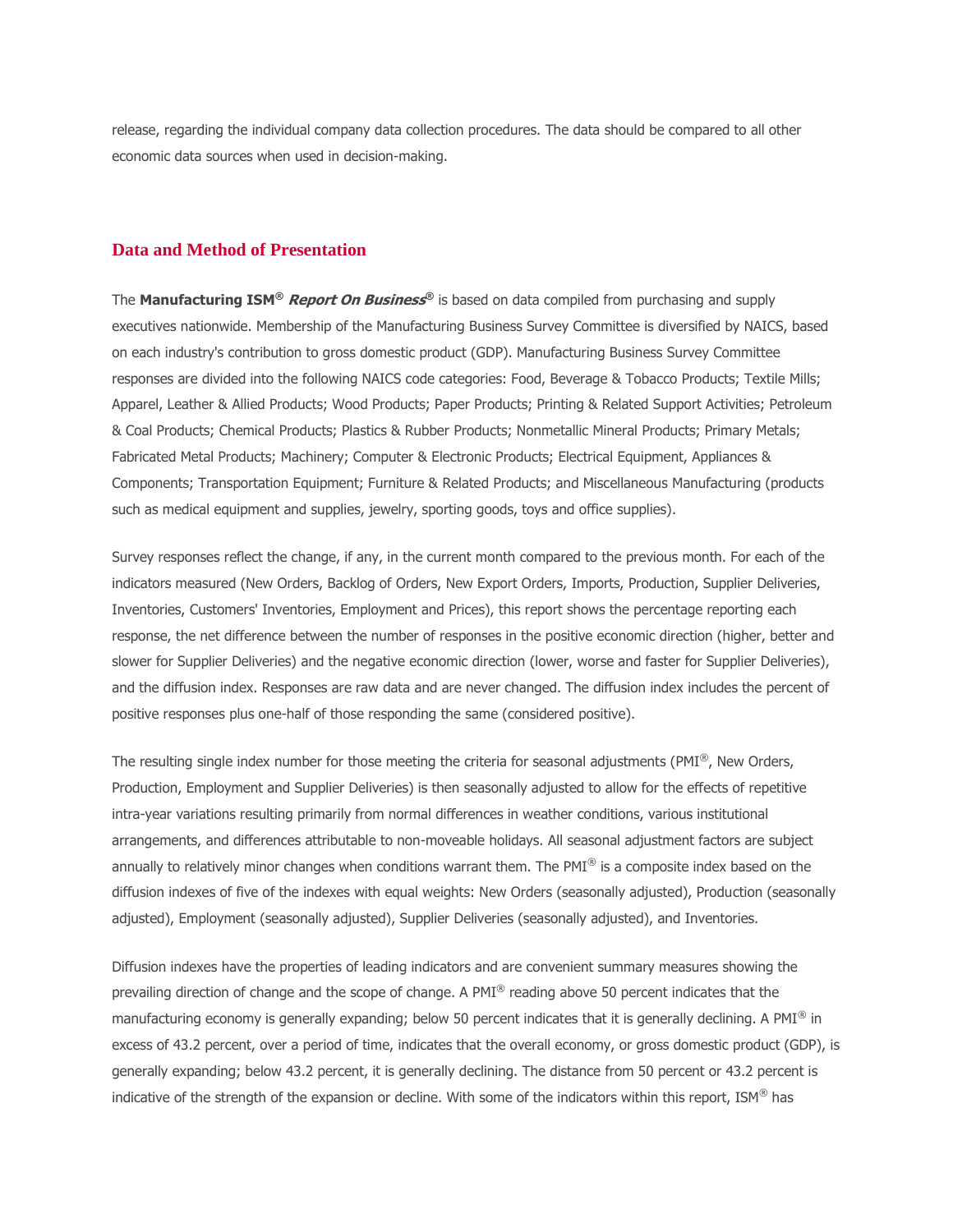release, regarding the individual company data collection procedures. The data should be compared to all other economic data sources when used in decision-making.

## Data and Method of Presentation

The **Manufacturing ISM® *Report On Business®*** is based on data compiled from purchasing and supply executives nationwide. Membership of the Manufacturing Business Survey Committee is diversified by NAICS, based on each industry's contribution to gross domestic product (GDP). Manufacturing Business Survey Committee responses are divided into the following NAICS code categories: Food, Beverage & Tobacco Products; Textile Mills; Apparel, Leather & Allied Products; Wood Products; Paper Products; Printing & Related Support Activities; Petroleum & Coal Products; Chemical Products; Plastics & Rubber Products; Nonmetallic Mineral Products; Primary Metals; Fabricated Metal Products; Machinery; Computer & Electronic Products; Electrical Equipment, Appliances & Components; Transportation Equipment; Furniture & Related Products; and Miscellaneous Manufacturing (products such as medical equipment and supplies, jewelry, sporting goods, toys and office supplies).

Survey responses reflect the change, if any, in the current month compared to the previous month. For each of the indicators measured (New Orders, Backlog of Orders, New Export Orders, Imports, Production, Supplier Deliveries, Inventories, Customers' Inventories, Employment and Prices), this report shows the percentage reporting each response, the net difference between the number of responses in the positive economic direction (higher, better and slower for Supplier Deliveries) and the negative economic direction (lower, worse and faster for Supplier Deliveries), and the diffusion index. Responses are raw data and are never changed. The diffusion index includes the percent of positive responses plus one-half of those responding the same (considered positive).

The resulting single index number for those meeting the criteria for seasonal adjustments (PMI®, New Orders, Production, Employment and Supplier Deliveries) is then seasonally adjusted to allow for the effects of repetitive intra-year variations resulting primarily from normal differences in weather conditions, various institutional arrangements, and differences attributable to non-moveable holidays. All seasonal adjustment factors are subject annually to relatively minor changes when conditions warrant them. The PMI® is a composite index based on the diffusion indexes of five of the indexes with equal weights: New Orders (seasonally adjusted), Production (seasonally adjusted), Employment (seasonally adjusted), Supplier Deliveries (seasonally adjusted), and Inventories.

Diffusion indexes have the properties of leading indicators and are convenient summary measures showing the prevailing direction of change and the scope of change. A PMI® reading above 50 percent indicates that the manufacturing economy is generally expanding; below 50 percent indicates that it is generally declining. A PMI® in excess of 43.2 percent, over a period of time, indicates that the overall economy, or gross domestic product (GDP), is generally expanding; below 43.2 percent, it is generally declining. The distance from 50 percent or 43.2 percent is indicative of the strength of the expansion or decline. With some of the indicators within this report, ISM® has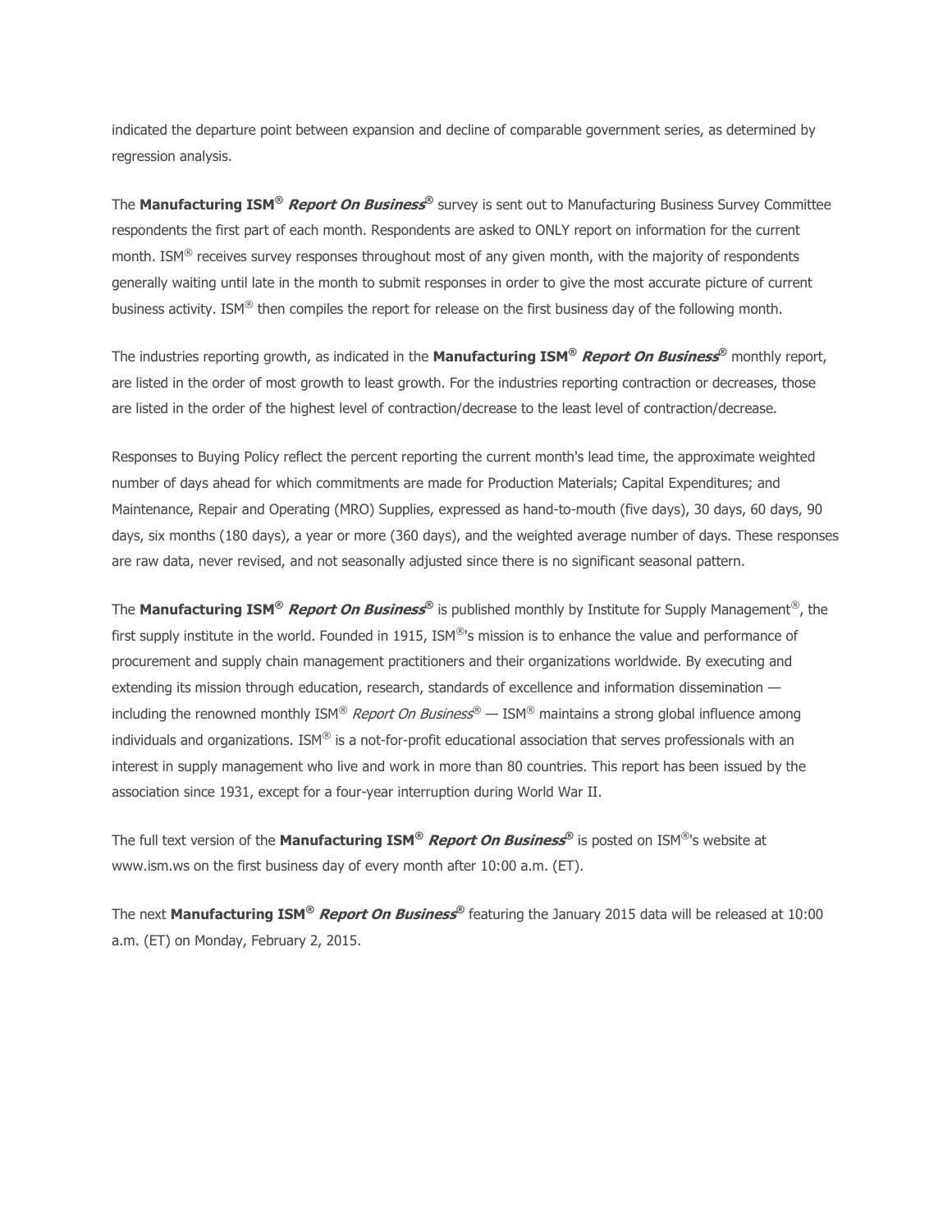indicated the departure point between expansion and decline of comparable government series, as determined by regression analysis.

The **Manufacturing ISM® *Report On Business®*** survey is sent out to Manufacturing Business Survey Committee respondents the first part of each month. Respondents are asked to ONLY report on information for the current month. ISM® receives survey responses throughout most of any given month, with the majority of respondents generally waiting until late in the month to submit responses in order to give the most accurate picture of current business activity. ISM® then compiles the report for release on the first business day of the following month.

The industries reporting growth, as indicated in the **Manufacturing ISM® *Report On Business®*** monthly report, are listed in the order of most growth to least growth. For the industries reporting contraction or decreases, those are listed in the order of the highest level of contraction/decrease to the least level of contraction/decrease.

Responses to Buying Policy reflect the percent reporting the current month's lead time, the approximate weighted number of days ahead for which commitments are made for Production Materials; Capital Expenditures; and Maintenance, Repair and Operating (MRO) Supplies, expressed as hand-to-mouth (five days), 30 days, 60 days, 90 days, six months (180 days), a year or more (360 days), and the weighted average number of days. These responses are raw data, never revised, and not seasonally adjusted since there is no significant seasonal pattern.

The **Manufacturing ISM® *Report On Business®*** is published monthly by Institute for Supply Management®, the first supply institute in the world. Founded in 1915, ISM®'s mission is to enhance the value and performance of procurement and supply chain management practitioners and their organizations worldwide. By executing and extending its mission through education, research, standards of excellence and information dissemination — including the renowned monthly ISM® *Report On Business®* — ISM® maintains a strong global influence among individuals and organizations. ISM® is a not-for-profit educational association that serves professionals with an interest in supply management who live and work in more than 80 countries. This report has been issued by the association since 1931, except for a four-year interruption during World War II.

The full text version of the **Manufacturing ISM® *Report On Business®*** is posted on ISM®'s website at www.ism.ws on the first business day of every month after 10:00 a.m. (ET).

The next **Manufacturing ISM® *Report On Business®*** featuring the January 2015 data will be released at 10:00 a.m. (ET) on Monday, February 2, 2015.